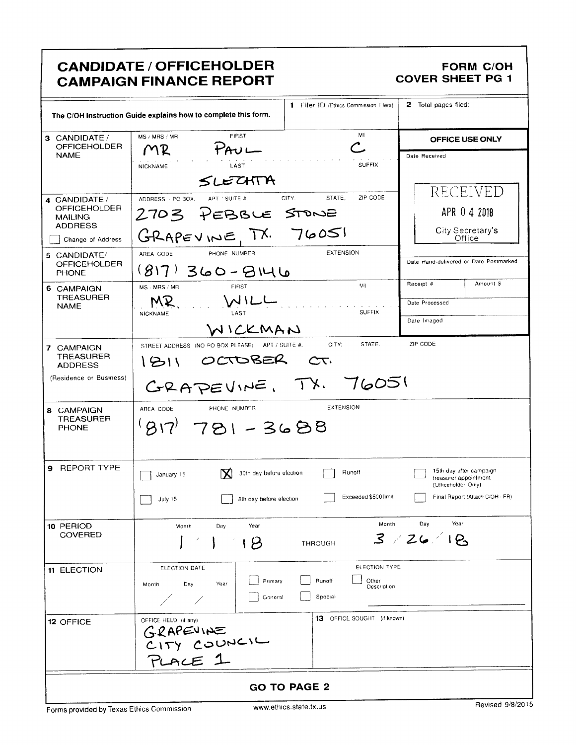# CANDIDATE / OFFICEHOLDER CAMPAIGN FINANCE REPORT

**FORM C/OH**
**COVER SHEET PG 1**

The C/OH Instruction Guide explains how to complete this form.

| | | |
|---|---|---|
| **1** Filer ID (Ethics Commission Filers) | **2** Total pages filed: | |

| Field | Details |
|---|---|
| **3** CANDIDATE / OFFICEHOLDER NAME | MS / MRS / MR: MR<br>FIRST: PAUL<br>MI: C<br>NICKNAME:<br>LAST: SLECHTA<br>SUFFIX: |
| **4** CANDIDATE / OFFICEHOLDER MAILING ADDRESS<br>☐ Change of Address | ADDRESS / PO BOX; APT / SUITE #; CITY; STATE; ZIP CODE<br>2703 PEBBLE STONE<br>GRAPEVINE, TX. 76051 |
| **5** CANDIDATE/ OFFICEHOLDER PHONE | AREA CODE / PHONE NUMBER / EXTENSION<br>(817) 360-8146 |
| **6** CAMPAIGN TREASURER NAME | MS / MRS / MR: MR.<br>FIRST: WILL<br>MI:<br>NICKNAME:<br>LAST: WICKMAN<br>SUFFIX: |
| **7** CAMPAIGN TREASURER ADDRESS (Residence or Business) | STREET ADDRESS (NO PO BOX PLEASE); APT / SUITE #; CITY; STATE; ZIP CODE<br>1811 OCTOBER CT.<br>GRAPEVINE, TX. 76051 |
| **8** CAMPAIGN TREASURER PHONE | AREA CODE / PHONE NUMBER / EXTENSION<br>(817) 781-3688 |

**OFFICE USE ONLY**

Date Received: RECEIVED APR 04 2018 City Secretary's Office

Date Hand-delivered or Date Postmarked:

Receipt #: | Amount $:

Date Processed:

Date Imaged:

**9** REPORT TYPE

| | | | |
|---|---|---|---|
| ☐ January 15 | ☒ 30th day before election | ☐ Runoff | ☐ 15th day after campaign treasurer appointment (Officeholder Only) |
| ☐ July 15 | ☐ 8th day before election | ☐ Exceeded $500 limit | ☐ Final Report (Attach C/OH - FR) |

**10** PERIOD COVERED

Month / Day / Year: 1 / 1 / 18 THROUGH Month / Day / Year: 3 / 26 / 18

**11** ELECTION

ELECTION DATE: Month / Day / Year: / /

ELECTION TYPE: ☐ Primary ☐ Runoff ☐ Other Description ☐ General ☐ Special

**12** OFFICE

OFFICE HELD (if any): GRAPEVINE CITY COUNCIL PLACE 1

**13** OFFICE SOUGHT (if known):

**GO TO PAGE 2**

Forms provided by Texas Ethics Commission www.ethics.state.tx.us Revised 9/8/2015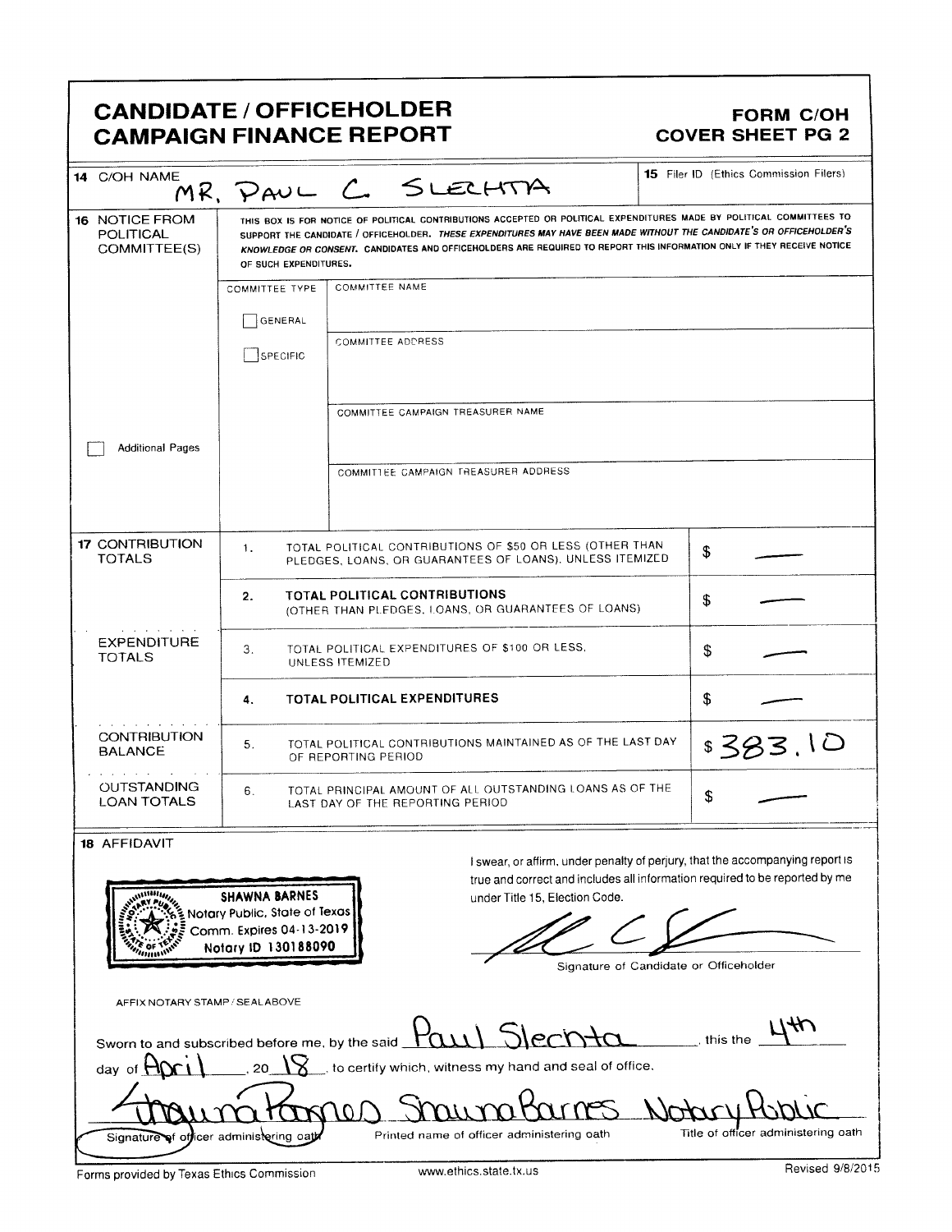# CANDIDATE / OFFICEHOLDER CAMPAIGN FINANCE REPORT

**FORM C/OH COVER SHEET PG 2**

| | |
|---|---|
| **14** C/OH NAME: MR. PAUL C. SLECHTA | **15** Filer ID (Ethics Commission Filers) |

**16** NOTICE FROM POLITICAL COMMITTEE(S)

THIS BOX IS FOR NOTICE OF POLITICAL CONTRIBUTIONS ACCEPTED OR POLITICAL EXPENDITURES MADE BY POLITICAL COMMITTEES TO SUPPORT THE CANDIDATE / OFFICEHOLDER. *THESE EXPENDITURES MAY HAVE BEEN MADE WITHOUT THE CANDIDATE'S OR OFFICEHOLDER'S KNOWLEDGE OR CONSENT.* CANDIDATES AND OFFICEHOLDERS ARE REQUIRED TO REPORT THIS INFORMATION ONLY IF THEY RECEIVE NOTICE OF SUCH EXPENDITURES.

| COMMITTEE TYPE | |
|---|---|
| ☐ GENERAL | COMMITTEE NAME: |
| ☐ SPECIFIC | COMMITTEE ADDRESS: |
| | COMMITTEE CAMPAIGN TREASURER NAME: |
| | COMMITTEE CAMPAIGN TREASURER ADDRESS: |

☐ Additional Pages

| | | | |
|---|---|---|---|
| **17** CONTRIBUTION TOTALS | 1. | TOTAL POLITICAL CONTRIBUTIONS OF $50 OR LESS (OTHER THAN PLEDGES, LOANS, OR GUARANTEES OF LOANS), UNLESS ITEMIZED | $ — |
| | 2. | **TOTAL POLITICAL CONTRIBUTIONS** (OTHER THAN PLEDGES, LOANS, OR GUARANTEES OF LOANS) | $ — |
| EXPENDITURE TOTALS | 3. | TOTAL POLITICAL EXPENDITURES OF $100 OR LESS, UNLESS ITEMIZED | $ — |
| | 4. | **TOTAL POLITICAL EXPENDITURES** | $ — |
| CONTRIBUTION BALANCE | 5. | TOTAL POLITICAL CONTRIBUTIONS MAINTAINED AS OF THE LAST DAY OF REPORTING PERIOD | $ 383.10 |
| OUTSTANDING LOAN TOTALS | 6. | TOTAL PRINCIPAL AMOUNT OF ALL OUTSTANDING LOANS AS OF THE LAST DAY OF THE REPORTING PERIOD | $ — |

**18** AFFIDAVIT

SHAWNA BARNES
Notary Public, State of Texas
Comm. Expires 04-13-2019
Notary ID 130188090

I swear, or affirm, under penalty of perjury, that the accompanying report is true and correct and includes all information required to be reported by me under Title 15, Election Code.

[Signature]

Signature of Candidate or Officeholder

AFFIX NOTARY STAMP / SEAL ABOVE

Sworn to and subscribed before me, by the said Paul Slechta, this the 4th day of April, 20 18, to certify which, witness my hand and seal of office.

| Shawna Barnes | Shawna Barnes | Notary Public |
|---|---|---|
| Signature of officer administering oath | Printed name of officer administering oath | Title of officer administering oath |

Forms provided by Texas Ethics Commission www.ethics.state.tx.us Revised 9/8/2015